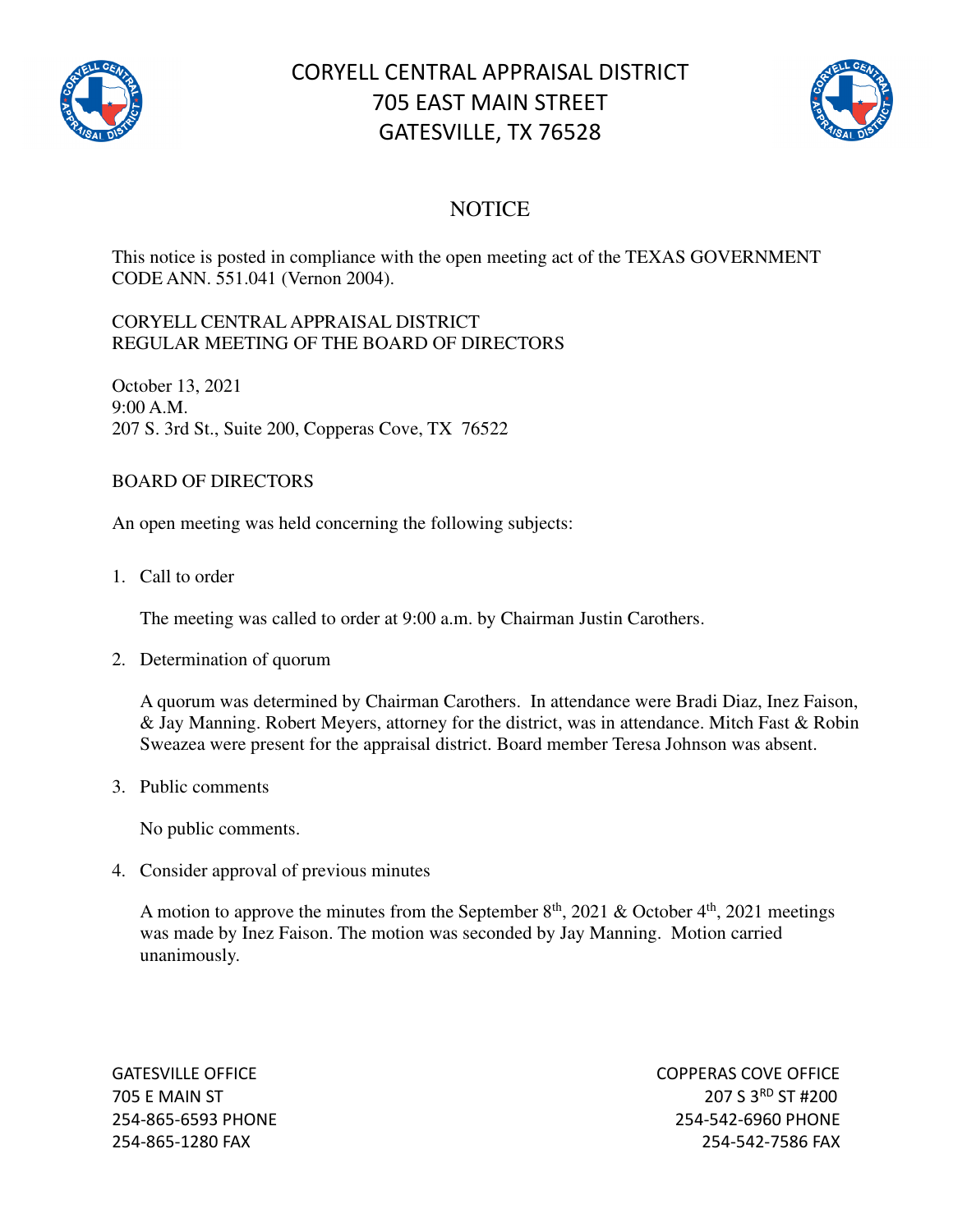# CORYELL CENTRAL APPRAISAL DISTRICT
# 705 EAST MAIN STREET
# GATESVILLE, TX 76528

## NOTICE

This notice is posted in compliance with the open meeting act of the TEXAS GOVERNMENT CODE ANN. 551.041 (Vernon 2004).

CORYELL CENTRAL APPRAISAL DISTRICT
REGULAR MEETING OF THE BOARD OF DIRECTORS

October 13, 2021
9:00 A.M.
207 S. 3rd St., Suite 200, Copperas Cove, TX 76522

BOARD OF DIRECTORS

An open meeting was held concerning the following subjects:

1. Call to order

   The meeting was called to order at 9:00 a.m. by Chairman Justin Carothers.

2. Determination of quorum

   A quorum was determined by Chairman Carothers. In attendance were Bradi Diaz, Inez Faison, & Jay Manning. Robert Meyers, attorney for the district, was in attendance. Mitch Fast & Robin Sweazea were present for the appraisal district. Board member Teresa Johnson was absent.

3. Public comments

   No public comments.

4. Consider approval of previous minutes

   A motion to approve the minutes from the September 8th, 2021 & October 4th, 2021 meetings was made by Inez Faison. The motion was seconded by Jay Manning. Motion carried unanimously.

GATESVILLE OFFICE
705 E MAIN ST
254-865-6593 PHONE
254-865-1280 FAX

COPPERAS COVE OFFICE
207 S 3RD ST #200
254-542-6960 PHONE
254-542-7586 FAX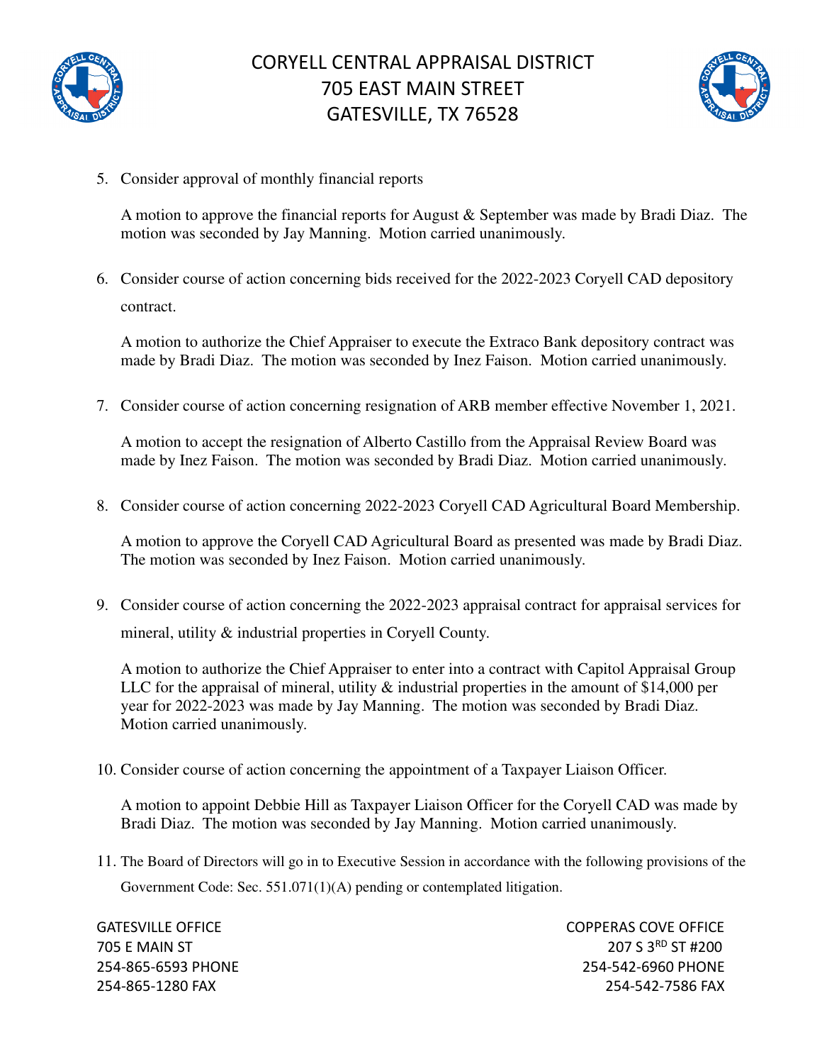5. Consider approval of monthly financial reports

   A motion to approve the financial reports for August & September was made by Bradi Diaz. The motion was seconded by Jay Manning. Motion carried unanimously.

6. Consider course of action concerning bids received for the 2022-2023 Coryell CAD depository contract.

   A motion to authorize the Chief Appraiser to execute the Extraco Bank depository contract was made by Bradi Diaz. The motion was seconded by Inez Faison. Motion carried unanimously.

7. Consider course of action concerning resignation of ARB member effective November 1, 2021.

   A motion to accept the resignation of Alberto Castillo from the Appraisal Review Board was made by Inez Faison. The motion was seconded by Bradi Diaz. Motion carried unanimously.

8. Consider course of action concerning 2022-2023 Coryell CAD Agricultural Board Membership.

   A motion to approve the Coryell CAD Agricultural Board as presented was made by Bradi Diaz. The motion was seconded by Inez Faison. Motion carried unanimously.

9. Consider course of action concerning the 2022-2023 appraisal contract for appraisal services for mineral, utility & industrial properties in Coryell County.

   A motion to authorize the Chief Appraiser to enter into a contract with Capitol Appraisal Group LLC for the appraisal of mineral, utility & industrial properties in the amount of $14,000 per year for 2022-2023 was made by Jay Manning. The motion was seconded by Bradi Diaz. Motion carried unanimously.

10. Consider course of action concerning the appointment of a Taxpayer Liaison Officer.

    A motion to appoint Debbie Hill as Taxpayer Liaison Officer for the Coryell CAD was made by Bradi Diaz. The motion was seconded by Jay Manning. Motion carried unanimously.

11. The Board of Directors will go in to Executive Session in accordance with the following provisions of the Government Code: Sec. 551.071(1)(A) pending or contemplated litigation.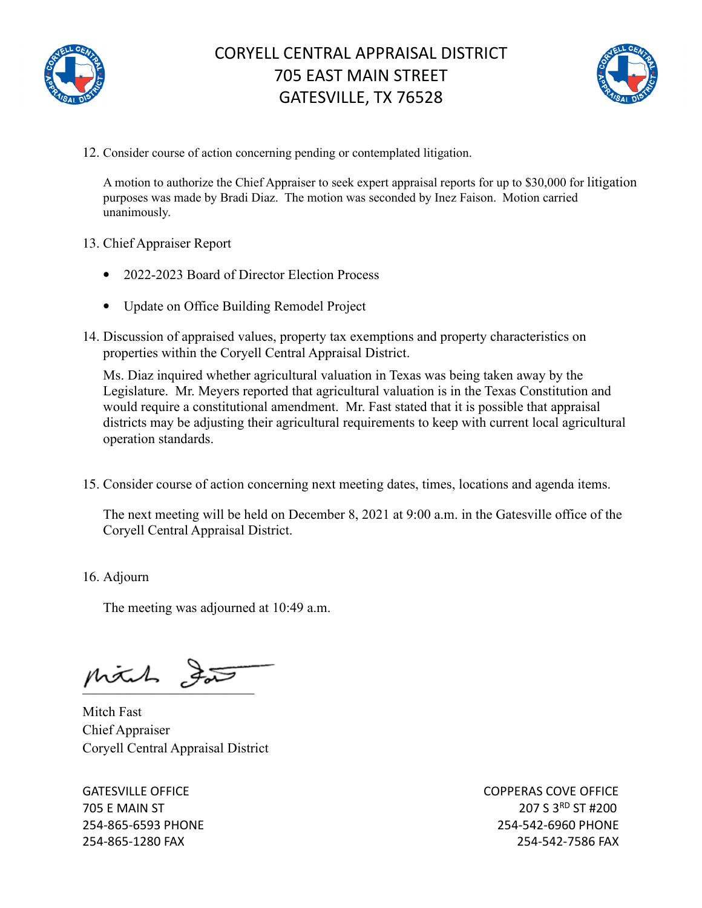# CORYELL CENTRAL APPRAISAL DISTRICT
## 705 EAST MAIN STREET
## GATESVILLE, TX 76528

12. Consider course of action concerning pending or contemplated litigation.

    A motion to authorize the Chief Appraiser to seek expert appraisal reports for up to $30,000 for litigation purposes was made by Bradi Diaz. The motion was seconded by Inez Faison. Motion carried unanimously.

13. Chief Appraiser Report

    - 2022-2023 Board of Director Election Process
    - Update on Office Building Remodel Project

14. Discussion of appraised values, property tax exemptions and property characteristics on properties within the Coryell Central Appraisal District.

    Ms. Diaz inquired whether agricultural valuation in Texas was being taken away by the Legislature. Mr. Meyers reported that agricultural valuation is in the Texas Constitution and would require a constitutional amendment. Mr. Fast stated that it is possible that appraisal districts may be adjusting their agricultural requirements to keep with current local agricultural operation standards.

15. Consider course of action concerning next meeting dates, times, locations and agenda items.

    The next meeting will be held on December 8, 2021 at 9:00 a.m. in the Gatesville office of the Coryell Central Appraisal District.

16. Adjourn

    The meeting was adjourned at 10:49 a.m.

Mitch Fast
Chief Appraiser
Coryell Central Appraisal District

GATESVILLE OFFICE
705 E MAIN ST
254-865-6593 PHONE
254-865-1280 FAX

COPPERAS COVE OFFICE
207 S 3RD ST #200
254-542-6960 PHONE
254-542-7586 FAX